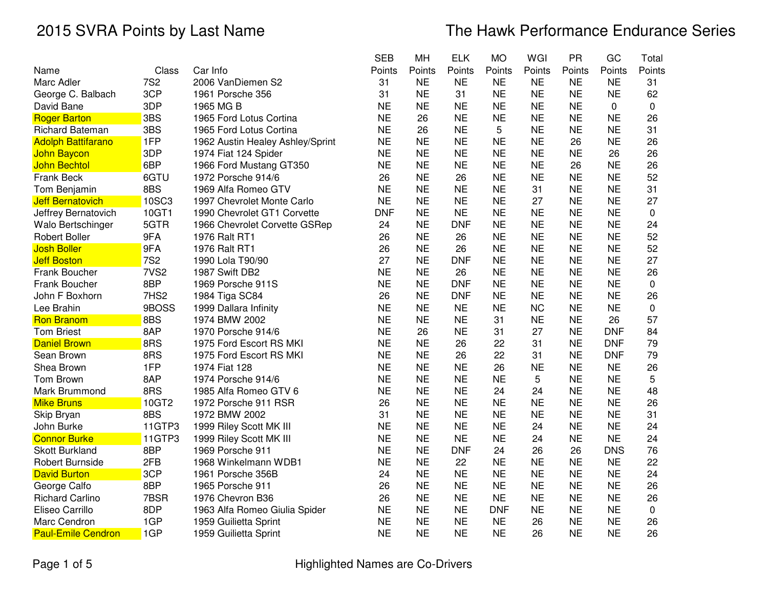# 2015 SVRA Points by Last Name

# The Hawk Performance Endurance Series

| Name | Class | Car Info | SEB Points | MH Points | ELK Points | MO Points | WGI Points | PR Points | GC Points | Total Points |
|---|---|---|---|---|---|---|---|---|---|---|
| Marc Adler | 7S2 | 2006 VanDiemen S2 | 31 | NE | NE | NE | NE | NE | NE | 31 |
| George C. Balbach | 3CP | 1961 Porsche 356 | 31 | NE | 31 | NE | NE | NE | NE | 62 |
| David Bane | 3DP | 1965 MG B | NE | NE | NE | NE | NE | NE | 0 | 0 |
| Roger Barton | 3BS | 1965 Ford Lotus Cortina | NE | 26 | NE | NE | NE | NE | NE | 26 |
| Richard Bateman | 3BS | 1965 Ford Lotus Cortina | NE | 26 | NE | 5 | NE | NE | NE | 31 |
| Adolph Battifarano | 1FP | 1962 Austin Healey Ashley/Sprint | NE | NE | NE | NE | NE | 26 | NE | 26 |
| John Baycon | 3DP | 1974 Fiat 124 Spider | NE | NE | NE | NE | NE | NE | 26 | 26 |
| John Bechtol | 6BP | 1966 Ford Mustang GT350 | NE | NE | NE | NE | NE | 26 | NE | 26 |
| Frank Beck | 6GTU | 1972 Porsche 914/6 | 26 | NE | 26 | NE | NE | NE | NE | 52 |
| Tom Benjamin | 8BS | 1969 Alfa Romeo GTV | NE | NE | NE | NE | 31 | NE | NE | 31 |
| Jeff Bernatovich | 10SC3 | 1997 Chevrolet Monte Carlo | NE | NE | NE | NE | 27 | NE | NE | 27 |
| Jeffrey Bernatovich | 10GT1 | 1990 Chevrolet GT1 Corvette | DNF | NE | NE | NE | NE | NE | NE | 0 |
| Walo Bertschinger | 5GTR | 1966 Chevrolet Corvette GSRep | 24 | NE | DNF | NE | NE | NE | NE | 24 |
| Robert Boller | 9FA | 1976 Ralt RT1 | 26 | NE | 26 | NE | NE | NE | NE | 52 |
| Josh Boller | 9FA | 1976 Ralt RT1 | 26 | NE | 26 | NE | NE | NE | NE | 52 |
| Jeff Boston | 7S2 | 1990 Lola T90/90 | 27 | NE | DNF | NE | NE | NE | NE | 27 |
| Frank Boucher | 7VS2 | 1987 Swift DB2 | NE | NE | 26 | NE | NE | NE | NE | 26 |
| Frank Boucher | 8BP | 1969 Porsche 911S | NE | NE | DNF | NE | NE | NE | NE | 0 |
| John F Boxhorn | 7HS2 | 1984 Tiga SC84 | 26 | NE | DNF | NE | NE | NE | NE | 26 |
| Lee Brahin | 9BOSS | 1999 Dallara Infinity | NE | NE | NE | NE | NC | NE | NE | 0 |
| Ron Branom | 8BS | 1974 BMW 2002 | NE | NE | NE | 31 | NE | NE | 26 | 57 |
| Tom Briest | 8AP | 1970 Porsche 914/6 | NE | 26 | NE | 31 | 27 | NE | DNF | 84 |
| Daniel Brown | 8RS | 1975 Ford Escort RS MKI | NE | NE | 26 | 22 | 31 | NE | DNF | 79 |
| Sean Brown | 8RS | 1975 Ford Escort RS MKI | NE | NE | 26 | 22 | 31 | NE | DNF | 79 |
| Shea Brown | 1FP | 1974 Fiat 128 | NE | NE | NE | 26 | NE | NE | NE | 26 |
| Tom Brown | 8AP | 1974 Porsche 914/6 | NE | NE | NE | NE | 5 | NE | NE | 5 |
| Mark Brummond | 8RS | 1985 Alfa Romeo GTV 6 | NE | NE | NE | 24 | 24 | NE | NE | 48 |
| Mike Bruns | 10GT2 | 1972 Porsche 911 RSR | 26 | NE | NE | NE | NE | NE | NE | 26 |
| Skip Bryan | 8BS | 1972 BMW 2002 | 31 | NE | NE | NE | NE | NE | NE | 31 |
| John Burke | 11GTP3 | 1999 Riley Scott MK III | NE | NE | NE | NE | 24 | NE | NE | 24 |
| Connor Burke | 11GTP3 | 1999 Riley Scott MK III | NE | NE | NE | NE | 24 | NE | NE | 24 |
| Skott Burkland | 8BP | 1969 Porsche 911 | NE | NE | DNF | 24 | 26 | 26 | DNS | 76 |
| Robert Burnside | 2FB | 1968 Winkelmann WDB1 | NE | NE | 22 | NE | NE | NE | NE | 22 |
| David Burton | 3CP | 1961 Porsche 356B | 24 | NE | NE | NE | NE | NE | NE | 24 |
| George Calfo | 8BP | 1965 Porsche 911 | 26 | NE | NE | NE | NE | NE | NE | 26 |
| Richard Carlino | 7BSR | 1976 Chevron B36 | 26 | NE | NE | NE | NE | NE | NE | 26 |
| Eliseo Carrillo | 8DP | 1963 Alfa Romeo Giulia Spider | NE | NE | NE | DNF | NE | NE | NE | 0 |
| Marc Cendron | 1GP | 1959 Guilietta Sprint | NE | NE | NE | NE | 26 | NE | NE | 26 |
| Paul-Emile Cendron | 1GP | 1959 Guilietta Sprint | NE | NE | NE | NE | 26 | NE | NE | 26 |

Highlighted Names are Co-Drivers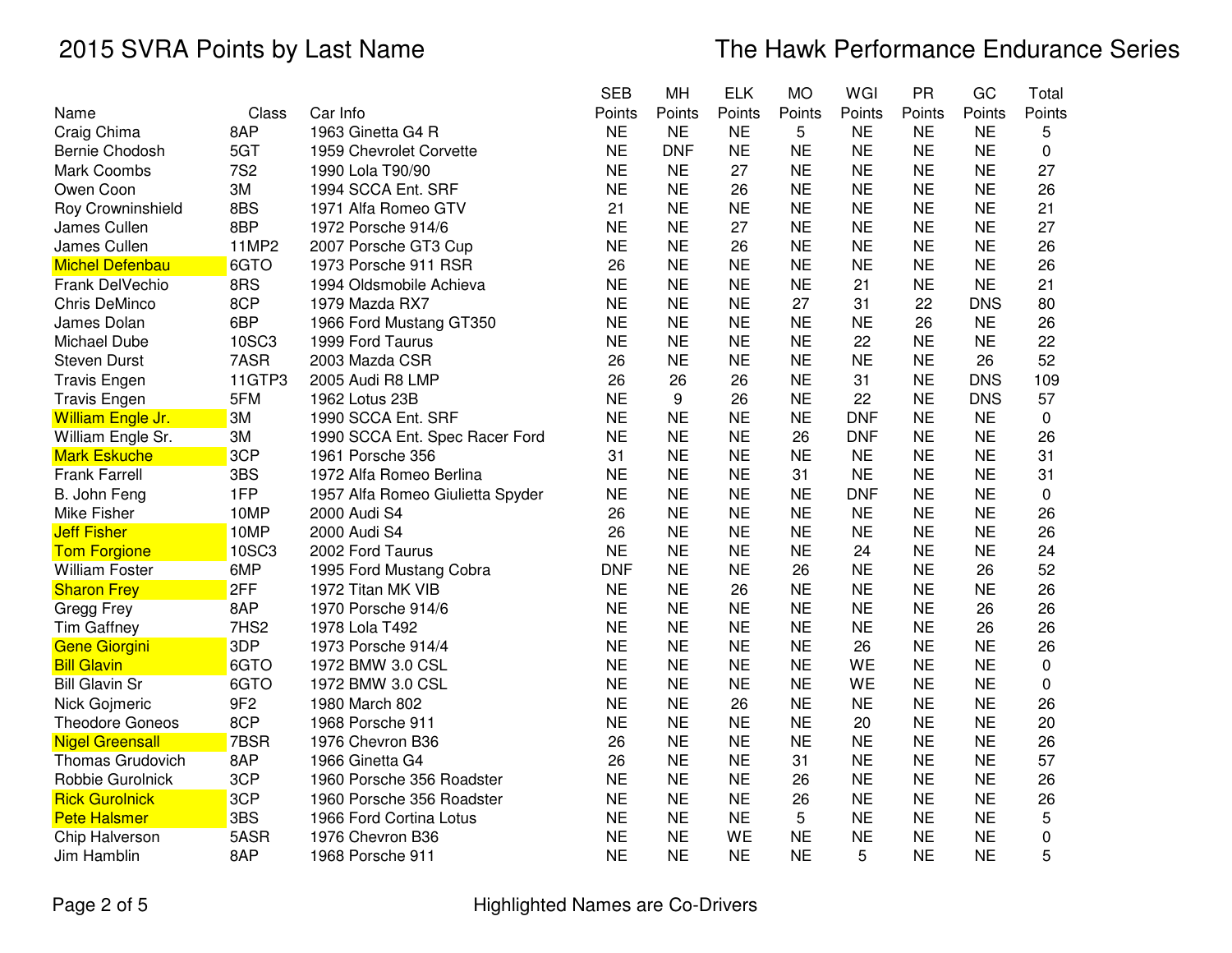# 2015 SVRA Points by Last Name

## The Hawk Performance Endurance Series

| Name | Class | Car Info | SEB Points | MH Points | ELK Points | MO Points | WGI Points | PR Points | GC Points | Total Points |
|---|---|---|---|---|---|---|---|---|---|---|
| Craig Chima | 8AP | 1963 Ginetta G4 R | NE | NE | NE | 5 | NE | NE | NE | 5 |
| Bernie Chodosh | 5GT | 1959 Chevrolet Corvette | NE | DNF | NE | NE | NE | NE | NE | 0 |
| Mark Coombs | 7S2 | 1990 Lola T90/90 | NE | NE | 27 | NE | NE | NE | NE | 27 |
| Owen Coon | 3M | 1994 SCCA Ent. SRF | NE | NE | 26 | NE | NE | NE | NE | 26 |
| Roy Crowninshield | 8BS | 1971 Alfa Romeo GTV | 21 | NE | NE | NE | NE | NE | NE | 21 |
| James Cullen | 8BP | 1972 Porsche 914/6 | NE | NE | 27 | NE | NE | NE | NE | 27 |
| James Cullen | 11MP2 | 2007 Porsche GT3 Cup | NE | NE | 26 | NE | NE | NE | NE | 26 |
| Michel Defenbau | 6GTO | 1973 Porsche 911 RSR | 26 | NE | NE | NE | NE | NE | NE | 26 |
| Frank DelVechio | 8RS | 1994 Oldsmobile Achieva | NE | NE | NE | NE | 21 | NE | NE | 21 |
| Chris DeMinco | 8CP | 1979 Mazda RX7 | NE | NE | NE | 27 | 31 | 22 | DNS | 80 |
| James Dolan | 6BP | 1966 Ford Mustang GT350 | NE | NE | NE | NE | NE | 26 | NE | 26 |
| Michael Dube | 10SC3 | 1999 Ford Taurus | NE | NE | NE | NE | 22 | NE | NE | 22 |
| Steven Durst | 7ASR | 2003 Mazda CSR | 26 | NE | NE | NE | NE | NE | 26 | 52 |
| Travis Engen | 11GTP3 | 2005 Audi R8 LMP | 26 | 26 | 26 | NE | 31 | NE | DNS | 109 |
| Travis Engen | 5FM | 1962 Lotus 23B | NE | 9 | 26 | NE | 22 | NE | DNS | 57 |
| William Engle Jr. | 3M | 1990 SCCA Ent. SRF | NE | NE | NE | NE | DNF | NE | NE | 0 |
| William Engle Sr. | 3M | 1990 SCCA Ent. Spec Racer Ford | NE | NE | NE | 26 | DNF | NE | NE | 26 |
| Mark Eskuche | 3CP | 1961 Porsche 356 | 31 | NE | NE | NE | NE | NE | NE | 31 |
| Frank Farrell | 3BS | 1972 Alfa Romeo Berlina | NE | NE | NE | 31 | NE | NE | NE | 31 |
| B. John Feng | 1FP | 1957 Alfa Romeo Giulietta Spyder | NE | NE | NE | NE | DNF | NE | NE | 0 |
| Mike Fisher | 10MP | 2000 Audi S4 | 26 | NE | NE | NE | NE | NE | NE | 26 |
| Jeff Fisher | 10MP | 2000 Audi S4 | 26 | NE | NE | NE | NE | NE | NE | 26 |
| Tom Forgione | 10SC3 | 2002 Ford Taurus | NE | NE | NE | NE | 24 | NE | NE | 24 |
| William Foster | 6MP | 1995 Ford Mustang Cobra | DNF | NE | NE | 26 | NE | NE | 26 | 52 |
| Sharon Frey | 2FF | 1972 Titan MK VIB | NE | NE | 26 | NE | NE | NE | NE | 26 |
| Gregg Frey | 8AP | 1970 Porsche 914/6 | NE | NE | NE | NE | NE | NE | 26 | 26 |
| Tim Gaffney | 7HS2 | 1978 Lola T492 | NE | NE | NE | NE | NE | NE | 26 | 26 |
| Gene Giorgini | 3DP | 1973 Porsche 914/4 | NE | NE | NE | NE | 26 | NE | NE | 26 |
| Bill Glavin | 6GTO | 1972 BMW 3.0 CSL | NE | NE | NE | NE | WE | NE | NE | 0 |
| Bill Glavin Sr | 6GTO | 1972 BMW 3.0 CSL | NE | NE | NE | NE | WE | NE | NE | 0 |
| Nick Gojmeric | 9F2 | 1980 March 802 | NE | NE | 26 | NE | NE | NE | NE | 26 |
| Theodore Goneos | 8CP | 1968 Porsche 911 | NE | NE | NE | NE | 20 | NE | NE | 20 |
| Nigel Greensall | 7BSR | 1976 Chevron B36 | 26 | NE | NE | NE | NE | NE | NE | 26 |
| Thomas Grudovich | 8AP | 1966 Ginetta G4 | 26 | NE | NE | 31 | NE | NE | NE | 57 |
| Robbie Gurolnick | 3CP | 1960 Porsche 356 Roadster | NE | NE | NE | 26 | NE | NE | NE | 26 |
| Rick Gurolnick | 3CP | 1960 Porsche 356 Roadster | NE | NE | NE | 26 | NE | NE | NE | 26 |
| Pete Halsmer | 3BS | 1966 Ford Cortina Lotus | NE | NE | NE | 5 | NE | NE | NE | 5 |
| Chip Halverson | 5ASR | 1976 Chevron B36 | NE | NE | WE | NE | NE | NE | NE | 0 |
| Jim Hamblin | 8AP | 1968 Porsche 911 | NE | NE | NE | NE | 5 | NE | NE | 5 |

Highlighted Names are Co-Drivers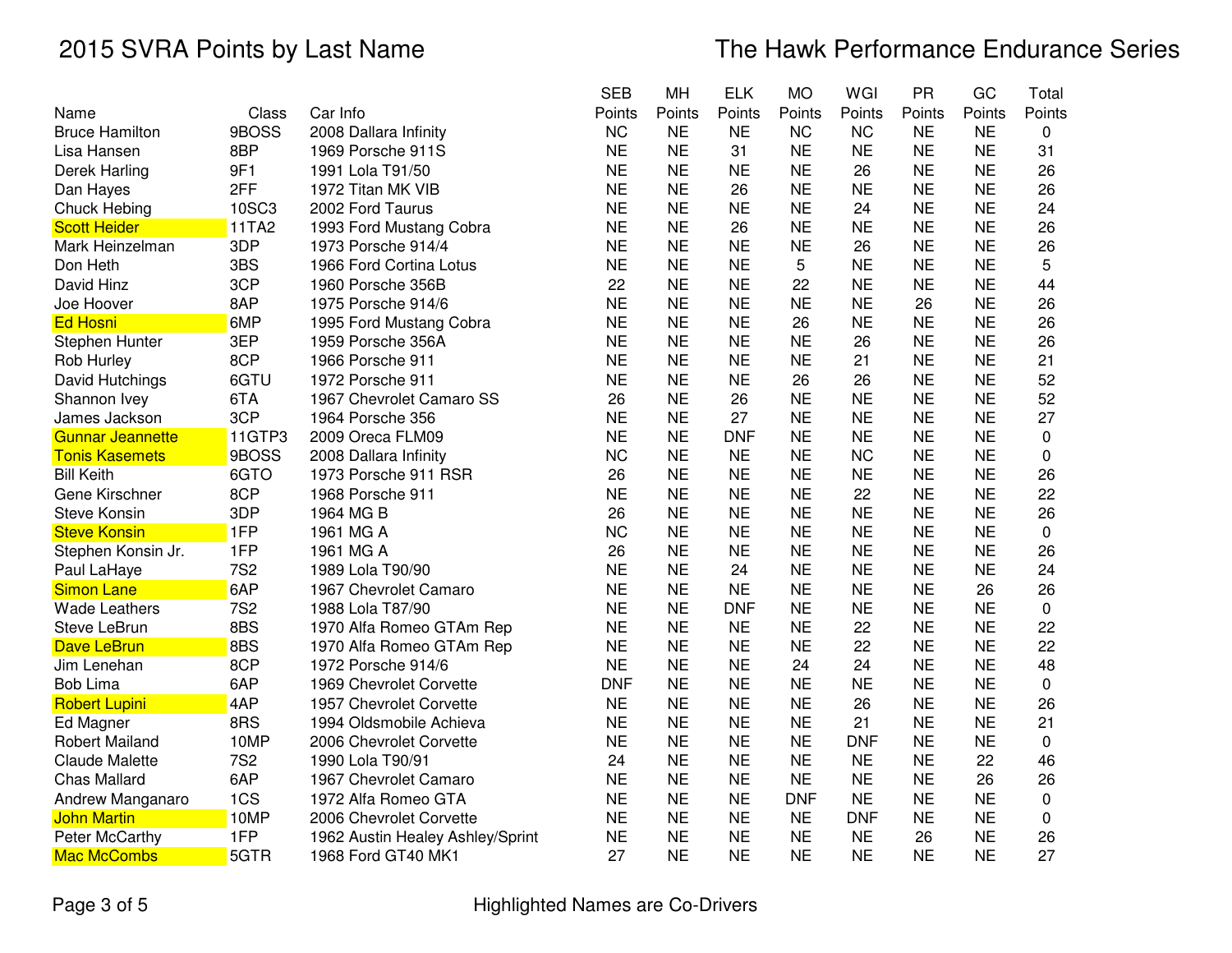# 2015 SVRA Points by Last Name

## The Hawk Performance Endurance Series

| Name | Class | Car Info | SEB Points | MH Points | ELK Points | MO Points | WGI Points | PR Points | GC Points | Total Points |
|---|---|---|---|---|---|---|---|---|---|---|
| Bruce Hamilton | 9BOSS | 2008 Dallara Infinity | NC | NE | NE | NC | NC | NE | NE | 0 |
| Lisa Hansen | 8BP | 1969 Porsche 911S | NE | NE | 31 | NE | NE | NE | NE | 31 |
| Derek Harling | 9F1 | 1991 Lola T91/50 | NE | NE | NE | NE | 26 | NE | NE | 26 |
| Dan Hayes | 2FF | 1972 Titan MK VIB | NE | NE | 26 | NE | NE | NE | NE | 26 |
| Chuck Hebing | 10SC3 | 2002 Ford Taurus | NE | NE | NE | NE | 24 | NE | NE | 24 |
| Scott Heider | 11TA2 | 1993 Ford Mustang Cobra | NE | NE | 26 | NE | NE | NE | NE | 26 |
| Mark Heinzelman | 3DP | 1973 Porsche 914/4 | NE | NE | NE | NE | 26 | NE | NE | 26 |
| Don Heth | 3BS | 1966 Ford Cortina Lotus | NE | NE | NE | 5 | NE | NE | NE | 5 |
| David Hinz | 3CP | 1960 Porsche 356B | 22 | NE | NE | 22 | NE | NE | NE | 44 |
| Joe Hoover | 8AP | 1975 Porsche 914/6 | NE | NE | NE | NE | NE | 26 | NE | 26 |
| Ed Hosni | 6MP | 1995 Ford Mustang Cobra | NE | NE | NE | 26 | NE | NE | NE | 26 |
| Stephen Hunter | 3EP | 1959 Porsche 356A | NE | NE | NE | NE | 26 | NE | NE | 26 |
| Rob Hurley | 8CP | 1966 Porsche 911 | NE | NE | NE | NE | 21 | NE | NE | 21 |
| David Hutchings | 6GTU | 1972 Porsche 911 | NE | NE | NE | 26 | 26 | NE | NE | 52 |
| Shannon Ivey | 6TA | 1967 Chevrolet Camaro SS | 26 | NE | 26 | NE | NE | NE | NE | 52 |
| James Jackson | 3CP | 1964 Porsche 356 | NE | NE | 27 | NE | NE | NE | NE | 27 |
| Gunnar Jeannette | 11GTP3 | 2009 Oreca FLM09 | NE | NE | DNF | NE | NE | NE | NE | 0 |
| Tonis Kasemets | 9BOSS | 2008 Dallara Infinity | NC | NE | NE | NE | NC | NE | NE | 0 |
| Bill Keith | 6GTO | 1973 Porsche 911 RSR | 26 | NE | NE | NE | NE | NE | NE | 26 |
| Gene Kirschner | 8CP | 1968 Porsche 911 | NE | NE | NE | NE | 22 | NE | NE | 22 |
| Steve Konsin | 3DP | 1964 MG B | 26 | NE | NE | NE | NE | NE | NE | 26 |
| Steve Konsin | 1FP | 1961 MG A | NC | NE | NE | NE | NE | NE | NE | 0 |
| Stephen Konsin Jr. | 1FP | 1961 MG A | 26 | NE | NE | NE | NE | NE | NE | 26 |
| Paul LaHaye | 7S2 | 1989 Lola T90/90 | NE | NE | 24 | NE | NE | NE | NE | 24 |
| Simon Lane | 6AP | 1967 Chevrolet Camaro | NE | NE | NE | NE | NE | NE | 26 | 26 |
| Wade Leathers | 7S2 | 1988 Lola T87/90 | NE | NE | DNF | NE | NE | NE | NE | 0 |
| Steve LeBrun | 8BS | 1970 Alfa Romeo GTAm Rep | NE | NE | NE | NE | 22 | NE | NE | 22 |
| Dave LeBrun | 8BS | 1970 Alfa Romeo GTAm Rep | NE | NE | NE | NE | 22 | NE | NE | 22 |
| Jim Lenehan | 8CP | 1972 Porsche 914/6 | NE | NE | NE | 24 | 24 | NE | NE | 48 |
| Bob Lima | 6AP | 1969 Chevrolet Corvette | DNF | NE | NE | NE | NE | NE | NE | 0 |
| Robert Lupini | 4AP | 1957 Chevrolet Corvette | NE | NE | NE | NE | 26 | NE | NE | 26 |
| Ed Magner | 8RS | 1994 Oldsmobile Achieva | NE | NE | NE | NE | 21 | NE | NE | 21 |
| Robert Mailand | 10MP | 2006 Chevrolet Corvette | NE | NE | NE | NE | DNF | NE | NE | 0 |
| Claude Malette | 7S2 | 1990 Lola T90/91 | 24 | NE | NE | NE | NE | NE | 22 | 46 |
| Chas Mallard | 6AP | 1967 Chevrolet Camaro | NE | NE | NE | NE | NE | NE | 26 | 26 |
| Andrew Manganaro | 1CS | 1972 Alfa Romeo GTA | NE | NE | NE | DNF | NE | NE | NE | 0 |
| John Martin | 10MP | 2006 Chevrolet Corvette | NE | NE | NE | NE | DNF | NE | NE | 0 |
| Peter McCarthy | 1FP | 1962 Austin Healey Ashley/Sprint | NE | NE | NE | NE | NE | 26 | NE | 26 |
| Mac McCombs | 5GTR | 1968 Ford GT40 MK1 | 27 | NE | NE | NE | NE | NE | NE | 27 |

Highlighted Names are Co-Drivers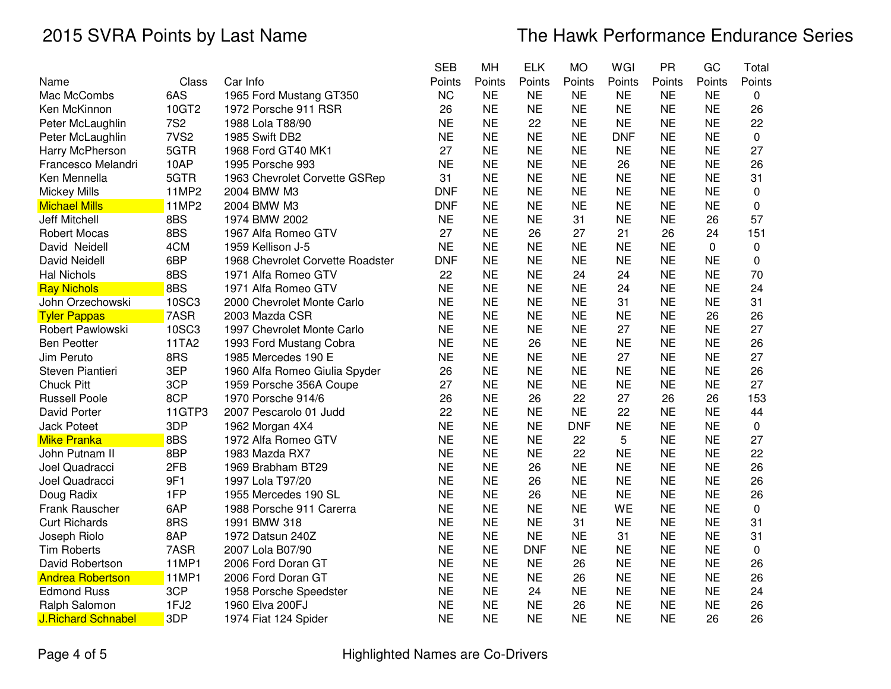# 2015 SVRA Points by Last Name

## The Hawk Performance Endurance Series

| Name | Class | Car Info | SEB Points | MH Points | ELK Points | MO Points | WGI Points | PR Points | GC Points | Total Points |
|---|---|---|---|---|---|---|---|---|---|---|
| Mac McCombs | 6AS | 1965 Ford Mustang GT350 | NC | NE | NE | NE | NE | NE | NE | 0 |
| Ken McKinnon | 10GT2 | 1972 Porsche 911 RSR | 26 | NE | NE | NE | NE | NE | NE | 26 |
| Peter McLaughlin | 7S2 | 1988 Lola T88/90 | NE | NE | 22 | NE | NE | NE | NE | 22 |
| Peter McLaughlin | 7VS2 | 1985 Swift DB2 | NE | NE | NE | NE | DNF | NE | NE | 0 |
| Harry McPherson | 5GTR | 1968 Ford GT40 MK1 | 27 | NE | NE | NE | NE | NE | NE | 27 |
| Francesco Melandri | 10AP | 1995 Porsche 993 | NE | NE | NE | NE | 26 | NE | NE | 26 |
| Ken Mennella | 5GTR | 1963 Chevrolet Corvette GSRep | 31 | NE | NE | NE | NE | NE | NE | 31 |
| Mickey Mills | 11MP2 | 2004 BMW M3 | DNF | NE | NE | NE | NE | NE | NE | 0 |
| Michael Mills | 11MP2 | 2004 BMW M3 | DNF | NE | NE | NE | NE | NE | NE | 0 |
| Jeff Mitchell | 8BS | 1974 BMW 2002 | NE | NE | NE | 31 | NE | NE | 26 | 57 |
| Robert Mocas | 8BS | 1967 Alfa Romeo GTV | 27 | NE | 26 | 27 | 21 | 26 | 24 | 151 |
| David  Neidell | 4CM | 1959 Kellison J-5 | NE | NE | NE | NE | NE | NE | 0 | 0 |
| David Neidell | 6BP | 1968 Chevrolet Corvette Roadster | DNF | NE | NE | NE | NE | NE | NE | 0 |
| Hal Nichols | 8BS | 1971 Alfa Romeo GTV | 22 | NE | NE | 24 | 24 | NE | NE | 70 |
| Ray Nichols | 8BS | 1971 Alfa Romeo GTV | NE | NE | NE | NE | 24 | NE | NE | 24 |
| John Orzechowski | 10SC3 | 2000 Chevrolet Monte Carlo | NE | NE | NE | NE | 31 | NE | NE | 31 |
| Tyler Pappas | 7ASR | 2003 Mazda CSR | NE | NE | NE | NE | NE | NE | 26 | 26 |
| Robert Pawlowski | 10SC3 | 1997 Chevrolet Monte Carlo | NE | NE | NE | NE | 27 | NE | NE | 27 |
| Ben Peotter | 11TA2 | 1993 Ford Mustang Cobra | NE | NE | 26 | NE | NE | NE | NE | 26 |
| Jim Peruto | 8RS | 1985 Mercedes 190 E | NE | NE | NE | NE | 27 | NE | NE | 27 |
| Steven Piantieri | 3EP | 1960 Alfa Romeo Giulia Spyder | 26 | NE | NE | NE | NE | NE | NE | 26 |
| Chuck Pitt | 3CP | 1959 Porsche 356A Coupe | 27 | NE | NE | NE | NE | NE | NE | 27 |
| Russell Poole | 8CP | 1970 Porsche 914/6 | 26 | NE | 26 | 22 | 27 | 26 | 26 | 153 |
| David Porter | 11GTP3 | 2007 Pescarolo 01 Judd | 22 | NE | NE | NE | 22 | NE | NE | 44 |
| Jack Poteet | 3DP | 1962 Morgan 4X4 | NE | NE | NE | DNF | NE | NE | NE | 0 |
| Mike Pranka | 8BS | 1972 Alfa Romeo GTV | NE | NE | NE | 22 | 5 | NE | NE | 27 |
| John Putnam II | 8BP | 1983 Mazda RX7 | NE | NE | NE | 22 | NE | NE | NE | 22 |
| Joel Quadracci | 2FB | 1969 Brabham BT29 | NE | NE | 26 | NE | NE | NE | NE | 26 |
| Joel Quadracci | 9F1 | 1997 Lola T97/20 | NE | NE | 26 | NE | NE | NE | NE | 26 |
| Doug Radix | 1FP | 1955 Mercedes 190 SL | NE | NE | 26 | NE | NE | NE | NE | 26 |
| Frank Rauscher | 6AP | 1988 Porsche 911 Carerra | NE | NE | NE | NE | WE | NE | NE | 0 |
| Curt Richards | 8RS | 1991 BMW 318 | NE | NE | NE | 31 | NE | NE | NE | 31 |
| Joseph Riolo | 8AP | 1972 Datsun 240Z | NE | NE | NE | NE | 31 | NE | NE | 31 |
| Tim Roberts | 7ASR | 2007 Lola B07/90 | NE | NE | DNF | NE | NE | NE | NE | 0 |
| David Robertson | 11MP1 | 2006 Ford Doran GT | NE | NE | NE | 26 | NE | NE | NE | 26 |
| Andrea Robertson | 11MP1 | 2006 Ford Doran GT | NE | NE | NE | 26 | NE | NE | NE | 26 |
| Edmond Russ | 3CP | 1958 Porsche Speedster | NE | NE | 24 | NE | NE | NE | NE | 24 |
| Ralph Salomon | 1FJ2 | 1960 Elva 200FJ | NE | NE | NE | 26 | NE | NE | NE | 26 |
| J.Richard Schnabel | 3DP | 1974 Fiat 124 Spider | NE | NE | NE | NE | NE | NE | 26 | 26 |

Highlighted Names are Co-Drivers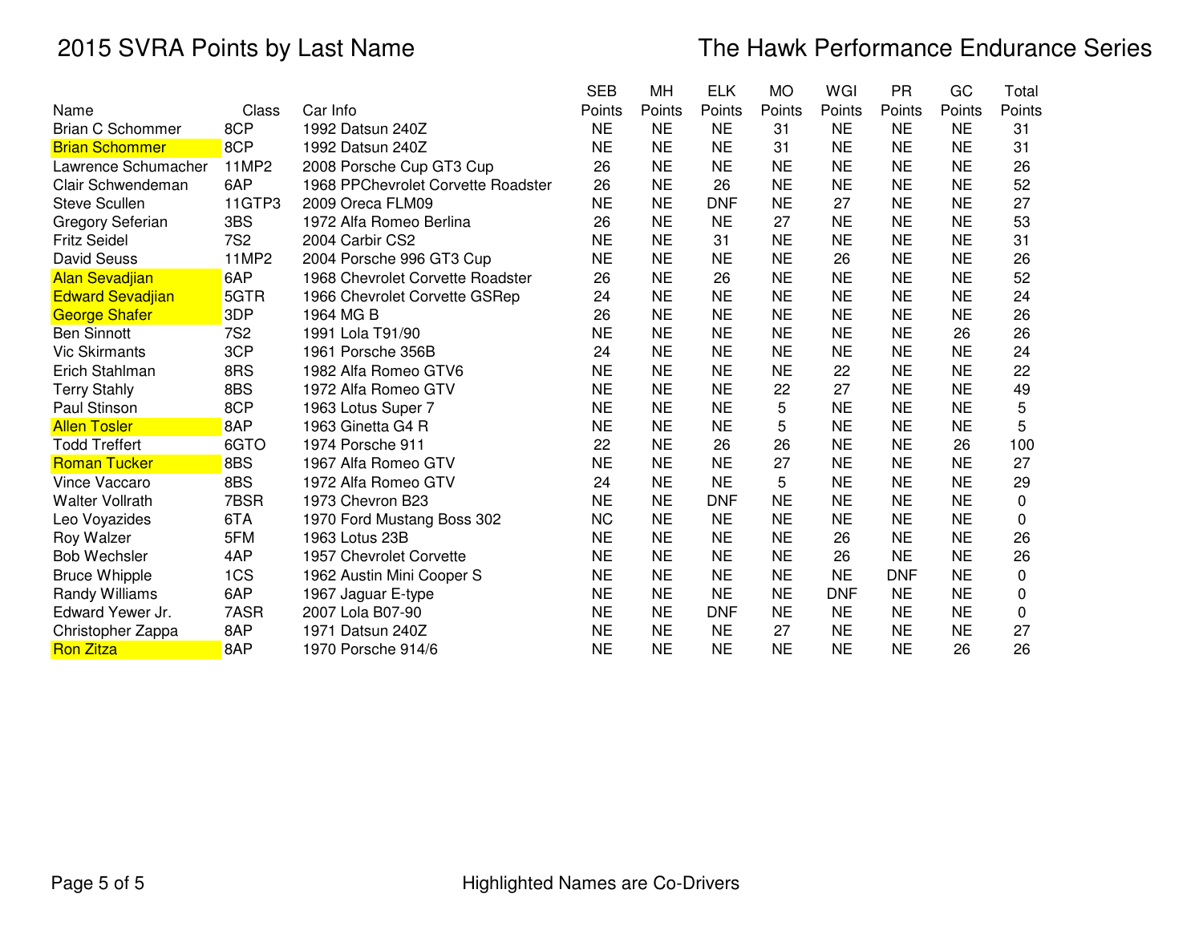# 2015 SVRA Points by Last Name

## The Hawk Performance Endurance Series

| Name | Class | Car Info | SEB Points | MH Points | ELK Points | MO Points | WGI Points | PR Points | GC Points | Total Points |
|---|---|---|---|---|---|---|---|---|---|---|
| Brian C Schommer | 8CP | 1992 Datsun 240Z | NE | NE | NE | 31 | NE | NE | NE | 31 |
| Brian Schommer | 8CP | 1992 Datsun 240Z | NE | NE | NE | 31 | NE | NE | NE | 31 |
| Lawrence Schumacher | 11MP2 | 2008 Porsche Cup GT3 Cup | 26 | NE | NE | NE | NE | NE | NE | 26 |
| Clair Schwendeman | 6AP | 1968 PPChevrolet Corvette Roadster | 26 | NE | 26 | NE | NE | NE | NE | 52 |
| Steve Scullen | 11GTP3 | 2009 Oreca FLM09 | NE | NE | DNF | NE | 27 | NE | NE | 27 |
| Gregory Seferian | 3BS | 1972 Alfa Romeo Berlina | 26 | NE | NE | 27 | NE | NE | NE | 53 |
| Fritz Seidel | 7S2 | 2004 Carbir CS2 | NE | NE | 31 | NE | NE | NE | NE | 31 |
| David Seuss | 11MP2 | 2004 Porsche 996 GT3 Cup | NE | NE | NE | NE | 26 | NE | NE | 26 |
| Alan Sevadjian | 6AP | 1968 Chevrolet Corvette Roadster | 26 | NE | 26 | NE | NE | NE | NE | 52 |
| Edward Sevadjian | 5GTR | 1966 Chevrolet Corvette GSRep | 24 | NE | NE | NE | NE | NE | NE | 24 |
| George Shafer | 3DP | 1964 MG B | 26 | NE | NE | NE | NE | NE | NE | 26 |
| Ben Sinnott | 7S2 | 1991 Lola T91/90 | NE | NE | NE | NE | NE | NE | 26 | 26 |
| Vic Skirmants | 3CP | 1961 Porsche 356B | 24 | NE | NE | NE | NE | NE | NE | 24 |
| Erich Stahlman | 8RS | 1982 Alfa Romeo GTV6 | NE | NE | NE | NE | 22 | NE | NE | 22 |
| Terry Stahly | 8BS | 1972 Alfa Romeo GTV | NE | NE | NE | 22 | 27 | NE | NE | 49 |
| Paul Stinson | 8CP | 1963 Lotus Super 7 | NE | NE | NE | 5 | NE | NE | NE | 5 |
| Allen Tosler | 8AP | 1963 Ginetta G4 R | NE | NE | NE | 5 | NE | NE | NE | 5 |
| Todd Treffert | 6GTO | 1974 Porsche 911 | 22 | NE | 26 | 26 | NE | NE | 26 | 100 |
| Roman Tucker | 8BS | 1967 Alfa Romeo GTV | NE | NE | NE | 27 | NE | NE | NE | 27 |
| Vince Vaccaro | 8BS | 1972 Alfa Romeo GTV | 24 | NE | NE | 5 | NE | NE | NE | 29 |
| Walter Vollrath | 7BSR | 1973 Chevron B23 | NE | NE | DNF | NE | NE | NE | NE | 0 |
| Leo Voyazides | 6TA | 1970 Ford Mustang Boss 302 | NC | NE | NE | NE | NE | NE | NE | 0 |
| Roy Walzer | 5FM | 1963 Lotus 23B | NE | NE | NE | NE | 26 | NE | NE | 26 |
| Bob Wechsler | 4AP | 1957 Chevrolet Corvette | NE | NE | NE | NE | 26 | NE | NE | 26 |
| Bruce Whipple | 1CS | 1962 Austin Mini Cooper S | NE | NE | NE | NE | NE | DNF | NE | 0 |
| Randy Williams | 6AP | 1967 Jaguar E-type | NE | NE | NE | NE | DNF | NE | NE | 0 |
| Edward Yewer Jr. | 7ASR | 2007 Lola B07-90 | NE | NE | DNF | NE | NE | NE | NE | 0 |
| Christopher Zappa | 8AP | 1971 Datsun 240Z | NE | NE | NE | 27 | NE | NE | NE | 27 |
| Ron Zitza | 8AP | 1970 Porsche 914/6 | NE | NE | NE | NE | NE | NE | 26 | 26 |

Highlighted Names are Co-Drivers